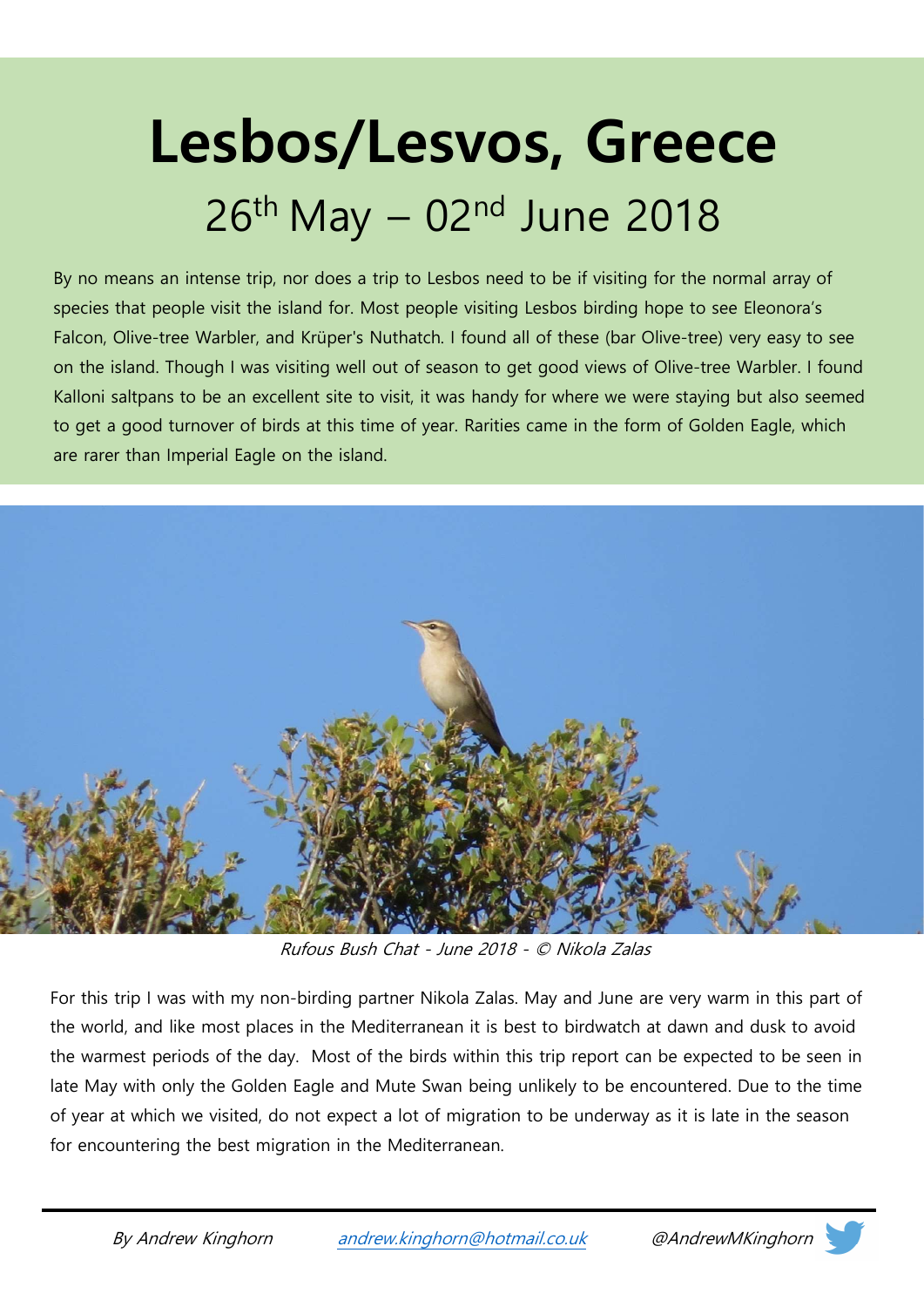# Lesbos/Lesvos, Greece

## 26th May – 02nd June 2018

By no means an intense trip, nor does a trip to Lesbos need to be if visiting for the normal array of species that people visit the island for. Most people visiting Lesbos birding hope to see Eleonora's Falcon, Olive-tree Warbler, and Krüper's Nuthatch. I found all of these (bar Olive-tree) very easy to see on the island. Though I was visiting well out of season to get good views of Olive-tree Warbler. I found Kalloni saltpans to be an excellent site to visit, it was handy for where we were staying but also seemed to get a good turnover of birds at this time of year. Rarities came in the form of Golden Eagle, which are rarer than Imperial Eagle on the island.

*Rufous Bush Chat - June 2018 - © Nikola Zalas*

For this trip I was with my non-birding partner Nikola Zalas. May and June are very warm in this part of the world, and like most places in the Mediterranean it is best to birdwatch at dawn and dusk to avoid the warmest periods of the day. Most of the birds within this trip report can be expected to be seen in late May with only the Golden Eagle and Mute Swan being unlikely to be encountered. Due to the time of year at which we visited, do not expect a lot of migration to be underway as it is late in the season for encountering the best migration in the Mediterranean.

*By Andrew Kinghorn* [andrew.kinghorn@hotmail.co.uk](mailto:andrew.kinghorn@hotmail.co.uk) *@AndrewMKinghorn*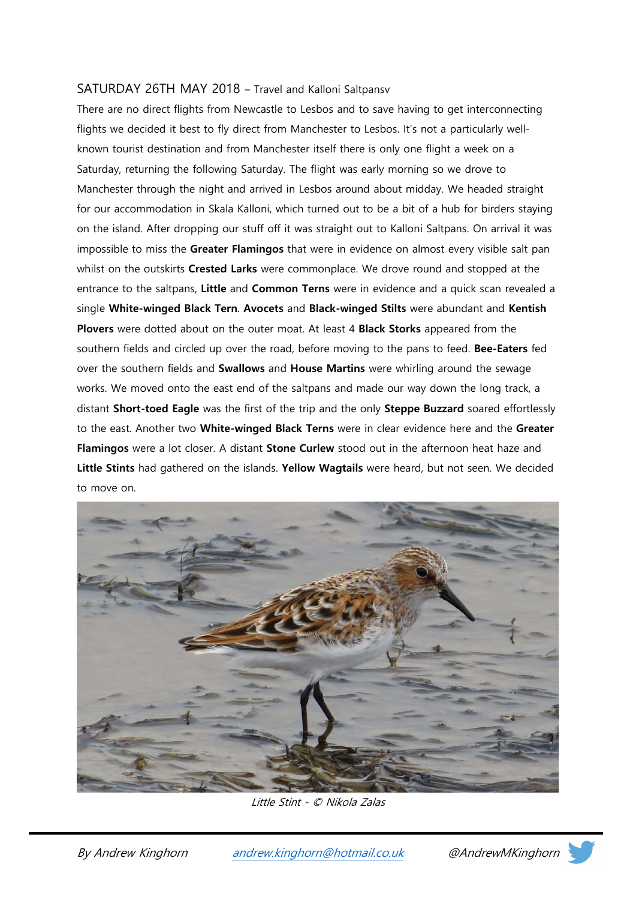## SATURDAY 26TH MAY 2018 – Travel and Kalloni Saltpansv

There are no direct flights from Newcastle to Lesbos and to save having to get interconnecting flights we decided it best to fly direct from Manchester to Lesbos. It's not a particularly well-known tourist destination and from Manchester itself there is only one flight a week on a Saturday, returning the following Saturday. The flight was early morning so we drove to Manchester through the night and arrived in Lesbos around about midday. We headed straight for our accommodation in Skala Kalloni, which turned out to be a bit of a hub for birders staying on the island. After dropping our stuff off it was straight out to Kalloni Saltpans. On arrival it was impossible to miss the **Greater Flamingos** that were in evidence on almost every visible salt pan whilst on the outskirts **Crested Larks** were commonplace. We drove round and stopped at the entrance to the saltpans, **Little** and **Common Terns** were in evidence and a quick scan revealed a single **White-winged Black Tern**. **Avocets** and **Black-winged Stilts** were abundant and **Kentish Plovers** were dotted about on the outer moat. At least 4 **Black Storks** appeared from the southern fields and circled up over the road, before moving to the pans to feed. **Bee-Eaters** fed over the southern fields and **Swallows** and **House Martins** were whirling around the sewage works. We moved onto the east end of the saltpans and made our way down the long track, a distant **Short-toed Eagle** was the first of the trip and the only **Steppe Buzzard** soared effortlessly to the east. Another two **White-winged Black Terns** were in clear evidence here and the **Greater Flamingos** were a lot closer. A distant **Stone Curlew** stood out in the afternoon heat haze and **Little Stints** had gathered on the islands. **Yellow Wagtails** were heard, but not seen. We decided to move on.

*Little Stint - © Nikola Zalas*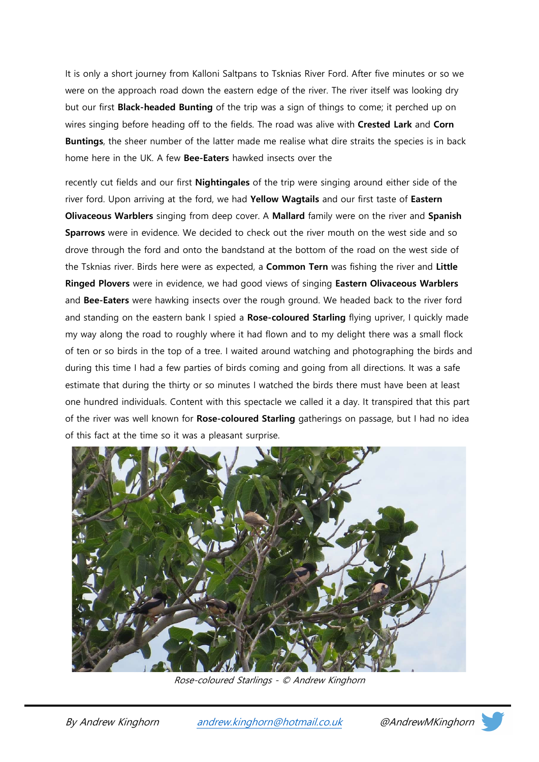It is only a short journey from Kalloni Saltpans to Tsknias River Ford. After five minutes or so we were on the approach road down the eastern edge of the river. The river itself was looking dry but our first **Black-headed Bunting** of the trip was a sign of things to come; it perched up on wires singing before heading off to the fields. The road was alive with **Crested Lark** and **Corn Buntings**, the sheer number of the latter made me realise what dire straits the species is in back home here in the UK. A few **Bee-Eaters** hawked insects over the

recently cut fields and our first **Nightingales** of the trip were singing around either side of the river ford. Upon arriving at the ford, we had **Yellow Wagtails** and our first taste of **Eastern Olivaceous Warblers** singing from deep cover. A **Mallard** family were on the river and **Spanish Sparrows** were in evidence. We decided to check out the river mouth on the west side and so drove through the ford and onto the bandstand at the bottom of the road on the west side of the Tsknias river. Birds here were as expected, a **Common Tern** was fishing the river and **Little Ringed Plovers** were in evidence, we had good views of singing **Eastern Olivaceous Warblers** and **Bee-Eaters** were hawking insects over the rough ground. We headed back to the river ford and standing on the eastern bank I spied a **Rose-coloured Starling** flying upriver, I quickly made my way along the road to roughly where it had flown and to my delight there was a small flock of ten or so birds in the top of a tree. I waited around watching and photographing the birds and during this time I had a few parties of birds coming and going from all directions. It was a safe estimate that during the thirty or so minutes I watched the birds there must have been at least one hundred individuals. Content with this spectacle we called it a day. It transpired that this part of the river was well known for **Rose-coloured Starling** gatherings on passage, but I had no idea of this fact at the time so it was a pleasant surprise.

*Rose-coloured Starlings - © Andrew Kinghorn*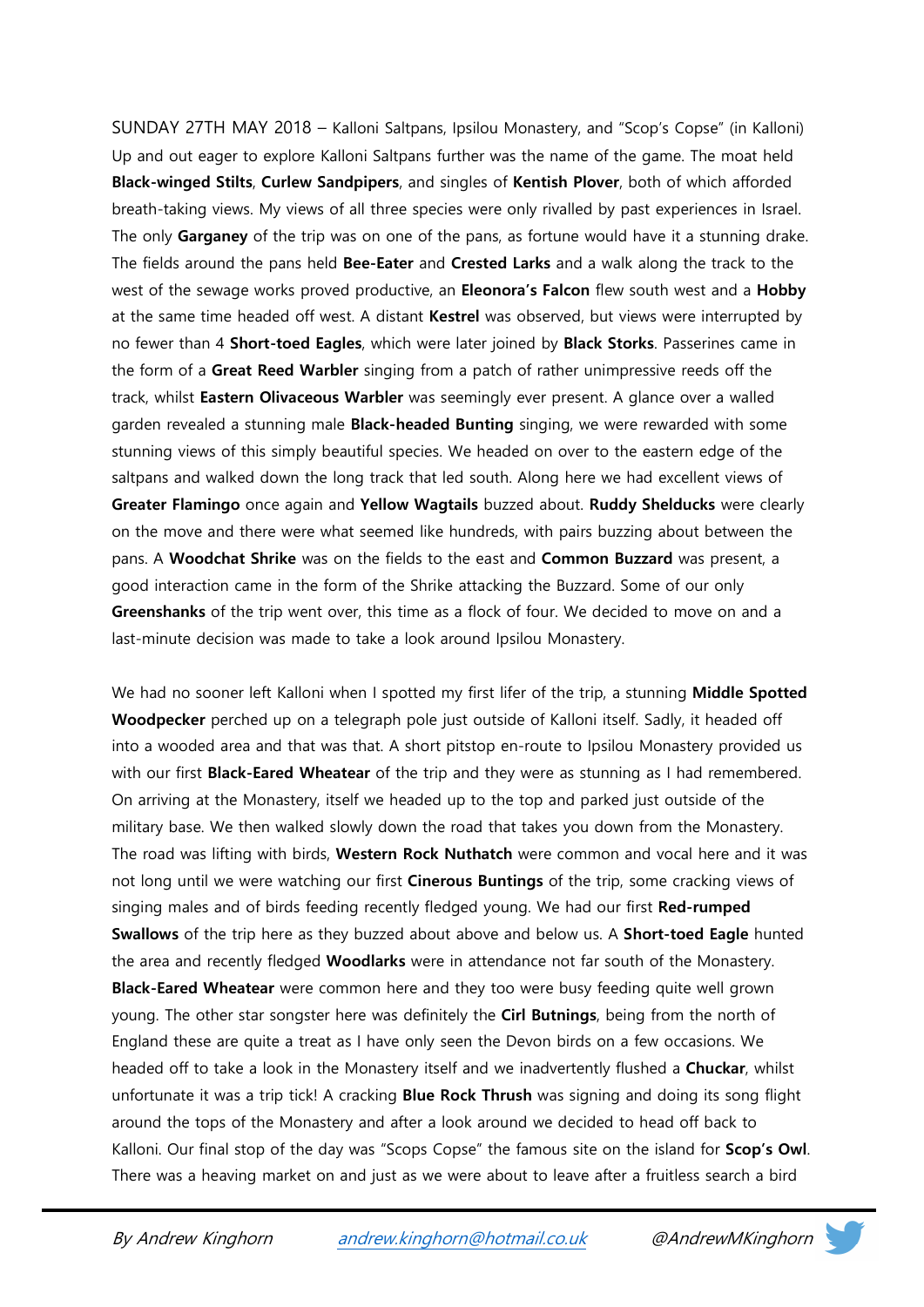SUNDAY 27TH MAY 2018 – Kalloni Saltpans, Ipsilou Monastery, and "Scop's Copse" (in Kalloni)
Up and out eager to explore Kalloni Saltpans further was the name of the game. The moat held **Black-winged Stilts**, **Curlew Sandpipers**, and singles of **Kentish Plover**, both of which afforded breath-taking views. My views of all three species were only rivalled by past experiences in Israel. The only **Garganey** of the trip was on one of the pans, as fortune would have it a stunning drake. The fields around the pans held **Bee-Eater** and **Crested Larks** and a walk along the track to the west of the sewage works proved productive, an **Eleonora's Falcon** flew south west and a **Hobby** at the same time headed off west. A distant **Kestrel** was observed, but views were interrupted by no fewer than 4 **Short-toed Eagles**, which were later joined by **Black Storks**. Passerines came in the form of a **Great Reed Warbler** singing from a patch of rather unimpressive reeds off the track, whilst **Eastern Olivaceous Warbler** was seemingly ever present. A glance over a walled garden revealed a stunning male **Black-headed Bunting** singing, we were rewarded with some stunning views of this simply beautiful species. We headed on over to the eastern edge of the saltpans and walked down the long track that led south. Along here we had excellent views of **Greater Flamingo** once again and **Yellow Wagtails** buzzed about. **Ruddy Shelducks** were clearly on the move and there were what seemed like hundreds, with pairs buzzing about between the pans. A **Woodchat Shrike** was on the fields to the east and **Common Buzzard** was present, a good interaction came in the form of the Shrike attacking the Buzzard. Some of our only **Greenshanks** of the trip went over, this time as a flock of four. We decided to move on and a last-minute decision was made to take a look around Ipsilou Monastery.

We had no sooner left Kalloni when I spotted my first lifer of the trip, a stunning **Middle Spotted Woodpecker** perched up on a telegraph pole just outside of Kalloni itself. Sadly, it headed off into a wooded area and that was that. A short pitstop en-route to Ipsilou Monastery provided us with our first **Black-Eared Wheatear** of the trip and they were as stunning as I had remembered. On arriving at the Monastery, itself we headed up to the top and parked just outside of the military base. We then walked slowly down the road that takes you down from the Monastery. The road was lifting with birds, **Western Rock Nuthatch** were common and vocal here and it was not long until we were watching our first **Cinerous Buntings** of the trip, some cracking views of singing males and of birds feeding recently fledged young. We had our first **Red-rumped Swallows** of the trip here as they buzzed about above and below us. A **Short-toed Eagle** hunted the area and recently fledged **Woodlarks** were in attendance not far south of the Monastery. **Black-Eared Wheatear** were common here and they too were busy feeding quite well grown young. The other star songster here was definitely the **Cirl Butnings**, being from the north of England these are quite a treat as I have only seen the Devon birds on a few occasions. We headed off to take a look in the Monastery itself and we inadvertently flushed a **Chuckar**, whilst unfortunate it was a trip tick! A cracking **Blue Rock Thrush** was signing and doing its song flight around the tops of the Monastery and after a look around we decided to head off back to Kalloni. Our final stop of the day was "Scops Copse" the famous site on the island for **Scop's Owl**. There was a heaving market on and just as we were about to leave after a fruitless search a bird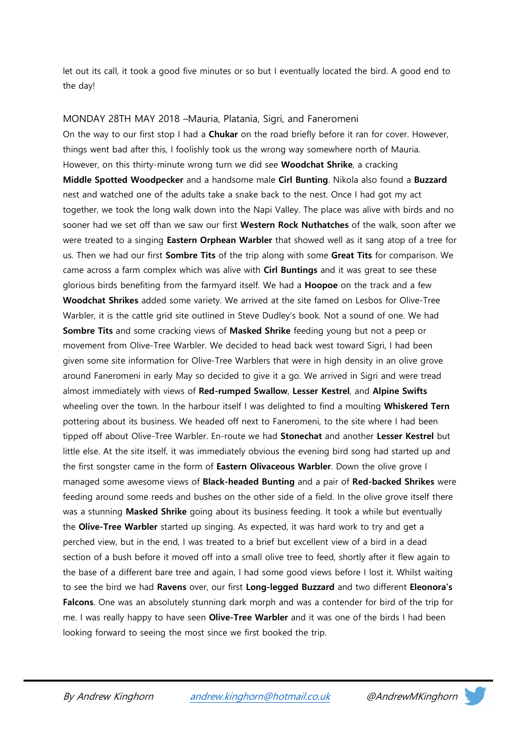let out its call, it took a good five minutes or so but I eventually located the bird. A good end to the day!

## MONDAY 28TH MAY 2018 –Mauria, Platania, Sigri, and Faneromeni

On the way to our first stop I had a **Chukar** on the road briefly before it ran for cover. However, things went bad after this, I foolishly took us the wrong way somewhere north of Mauria. However, on this thirty-minute wrong turn we did see **Woodchat Shrike**, a cracking **Middle Spotted Woodpecker** and a handsome male **Cirl Bunting**. Nikola also found a **Buzzard** nest and watched one of the adults take a snake back to the nest. Once I had got my act together, we took the long walk down into the Napi Valley. The place was alive with birds and no sooner had we set off than we saw our first **Western Rock Nuthatches** of the walk, soon after we were treated to a singing **Eastern Orphean Warbler** that showed well as it sang atop of a tree for us. Then we had our first **Sombre Tits** of the trip along with some **Great Tits** for comparison. We came across a farm complex which was alive with **Cirl Buntings** and it was great to see these glorious birds benefiting from the farmyard itself. We had a **Hoopoe** on the track and a few **Woodchat Shrikes** added some variety. We arrived at the site famed on Lesbos for Olive-Tree Warbler, it is the cattle grid site outlined in Steve Dudley's book. Not a sound of one. We had **Sombre Tits** and some cracking views of **Masked Shrike** feeding young but not a peep or movement from Olive-Tree Warbler. We decided to head back west toward Sigri, I had been given some site information for Olive-Tree Warblers that were in high density in an olive grove around Faneromeni in early May so decided to give it a go. We arrived in Sigri and were tread almost immediately with views of **Red-rumped Swallow**, **Lesser Kestrel**, and **Alpine Swifts** wheeling over the town. In the harbour itself I was delighted to find a moulting **Whiskered Tern** pottering about its business. We headed off next to Faneromeni, to the site where I had been tipped off about Olive-Tree Warbler. En-route we had **Stonechat** and another **Lesser Kestrel** but little else. At the site itself, it was immediately obvious the evening bird song had started up and the first songster came in the form of **Eastern Olivaceous Warbler**. Down the olive grove I managed some awesome views of **Black-headed Bunting** and a pair of **Red-backed Shrikes** were feeding around some reeds and bushes on the other side of a field. In the olive grove itself there was a stunning **Masked Shrike** going about its business feeding. It took a while but eventually the **Olive-Tree Warbler** started up singing. As expected, it was hard work to try and get a perched view, but in the end, I was treated to a brief but excellent view of a bird in a dead section of a bush before it moved off into a small olive tree to feed, shortly after it flew again to the base of a different bare tree and again, I had some good views before I lost it. Whilst waiting to see the bird we had **Ravens** over, our first **Long-legged Buzzard** and two different **Eleonora's Falcons**. One was an absolutely stunning dark morph and was a contender for bird of the trip for me. I was really happy to have seen **Olive-Tree Warbler** and it was one of the birds I had been looking forward to seeing the most since we first booked the trip.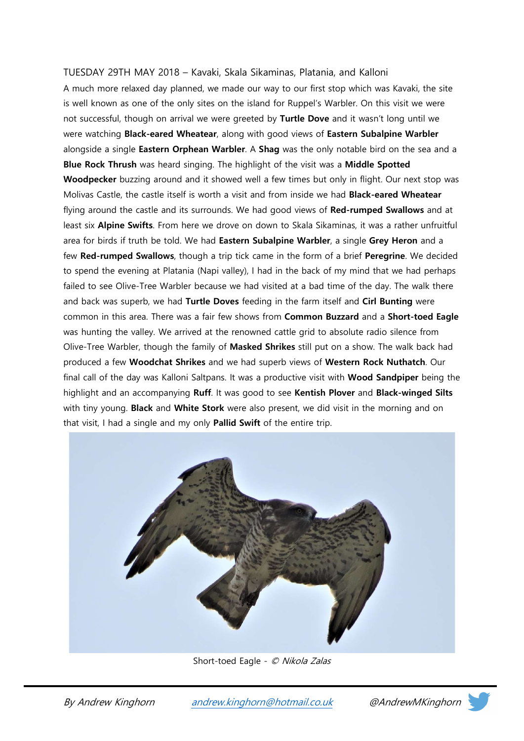TUESDAY 29TH MAY 2018 – Kavaki, Skala Sikaminas, Platania, and Kalloni

A much more relaxed day planned, we made our way to our first stop which was Kavaki, the site is well known as one of the only sites on the island for Ruppel's Warbler. On this visit we were not successful, though on arrival we were greeted by **Turtle Dove** and it wasn't long until we were watching **Black-eared Wheatear**, along with good views of **Eastern Subalpine Warbler** alongside a single **Eastern Orphean Warbler**. A **Shag** was the only notable bird on the sea and a **Blue Rock Thrush** was heard singing. The highlight of the visit was a **Middle Spotted Woodpecker** buzzing around and it showed well a few times but only in flight. Our next stop was Molivas Castle, the castle itself is worth a visit and from inside we had **Black-eared Wheatear** flying around the castle and its surrounds. We had good views of **Red-rumped Swallows** and at least six **Alpine Swifts**. From here we drove on down to Skala Sikaminas, it was a rather unfruitful area for birds if truth be told. We had **Eastern Subalpine Warbler**, a single **Grey Heron** and a few **Red-rumped Swallows**, though a trip tick came in the form of a brief **Peregrine**. We decided to spend the evening at Platania (Napi valley), I had in the back of my mind that we had perhaps failed to see Olive-Tree Warbler because we had visited at a bad time of the day. The walk there and back was superb, we had **Turtle Doves** feeding in the farm itself and **Cirl Bunting** were common in this area. There was a fair few shows from **Common Buzzard** and a **Short-toed Eagle** was hunting the valley. We arrived at the renowned cattle grid to absolute radio silence from Olive-Tree Warbler, though the family of **Masked Shrikes** still put on a show. The walk back had produced a few **Woodchat Shrikes** and we had superb views of **Western Rock Nuthatch**. Our final call of the day was Kalloni Saltpans. It was a productive visit with **Wood Sandpiper** being the highlight and an accompanying **Ruff**. It was good to see **Kentish Plover** and **Black-winged Silts** with tiny young. **Black** and **White Stork** were also present, we did visit in the morning and on that visit, I had a single and my only **Pallid Swift** of the entire trip.

Short-toed Eagle - *© Nikola Zalas*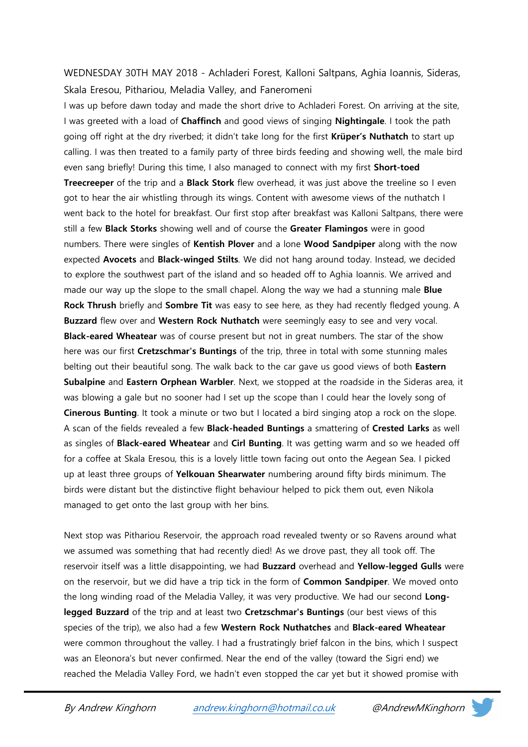WEDNESDAY 30TH MAY 2018 - Achladeri Forest, Kalloni Saltpans, Aghia Ioannis, Sideras, Skala Eresou, Pithariou, Meladia Valley, and Faneromeni

I was up before dawn today and made the short drive to Achladeri Forest. On arriving at the site, I was greeted with a load of **Chaffinch** and good views of singing **Nightingale**. I took the path going off right at the dry riverbed; it didn't take long for the first **Krüper's Nuthatch** to start up calling. I was then treated to a family party of three birds feeding and showing well, the male bird even sang briefly! During this time, I also managed to connect with my first **Short-toed Treecreeper** of the trip and a **Black Stork** flew overhead, it was just above the treeline so I even got to hear the air whistling through its wings. Content with awesome views of the nuthatch I went back to the hotel for breakfast. Our first stop after breakfast was Kalloni Saltpans, there were still a few **Black Storks** showing well and of course the **Greater Flamingos** were in good numbers. There were singles of **Kentish Plover** and a lone **Wood Sandpiper** along with the now expected **Avocets** and **Black-winged Stilts**. We did not hang around today. Instead, we decided to explore the southwest part of the island and so headed off to Aghia Ioannis. We arrived and made our way up the slope to the small chapel. Along the way we had a stunning male **Blue Rock Thrush** briefly and **Sombre Tit** was easy to see here, as they had recently fledged young. A **Buzzard** flew over and **Western Rock Nuthatch** were seemingly easy to see and very vocal. **Black-eared Wheatear** was of course present but not in great numbers. The star of the show here was our first **Cretzschmar's Buntings** of the trip, three in total with some stunning males belting out their beautiful song. The walk back to the car gave us good views of both **Eastern Subalpine** and **Eastern Orphean Warbler**. Next, we stopped at the roadside in the Sideras area, it was blowing a gale but no sooner had I set up the scope than I could hear the lovely song of **Cinerous Bunting**. It took a minute or two but I located a bird singing atop a rock on the slope. A scan of the fields revealed a few **Black-headed Buntings** a smattering of **Crested Larks** as well as singles of **Black-eared Wheatear** and **Cirl Bunting**. It was getting warm and so we headed off for a coffee at Skala Eresou, this is a lovely little town facing out onto the Aegean Sea. I picked up at least three groups of **Yelkouan Shearwater** numbering around fifty birds minimum. The birds were distant but the distinctive flight behaviour helped to pick them out, even Nikola managed to get onto the last group with her bins.

Next stop was Pithariou Reservoir, the approach road revealed twenty or so Ravens around what we assumed was something that had recently died! As we drove past, they all took off. The reservoir itself was a little disappointing, we had **Buzzard** overhead and **Yellow-legged Gulls** were on the reservoir, but we did have a trip tick in the form of **Common Sandpiper**. We moved onto the long winding road of the Meladia Valley, it was very productive. We had our second **Long-legged Buzzard** of the trip and at least two **Cretzschmar's Buntings** (our best views of this species of the trip), we also had a few **Western Rock Nuthatches** and **Black-eared Wheatear** were common throughout the valley. I had a frustratingly brief falcon in the bins, which I suspect was an Eleonora's but never confirmed. Near the end of the valley (toward the Sigri end) we reached the Meladia Valley Ford, we hadn't even stopped the car yet but it showed promise with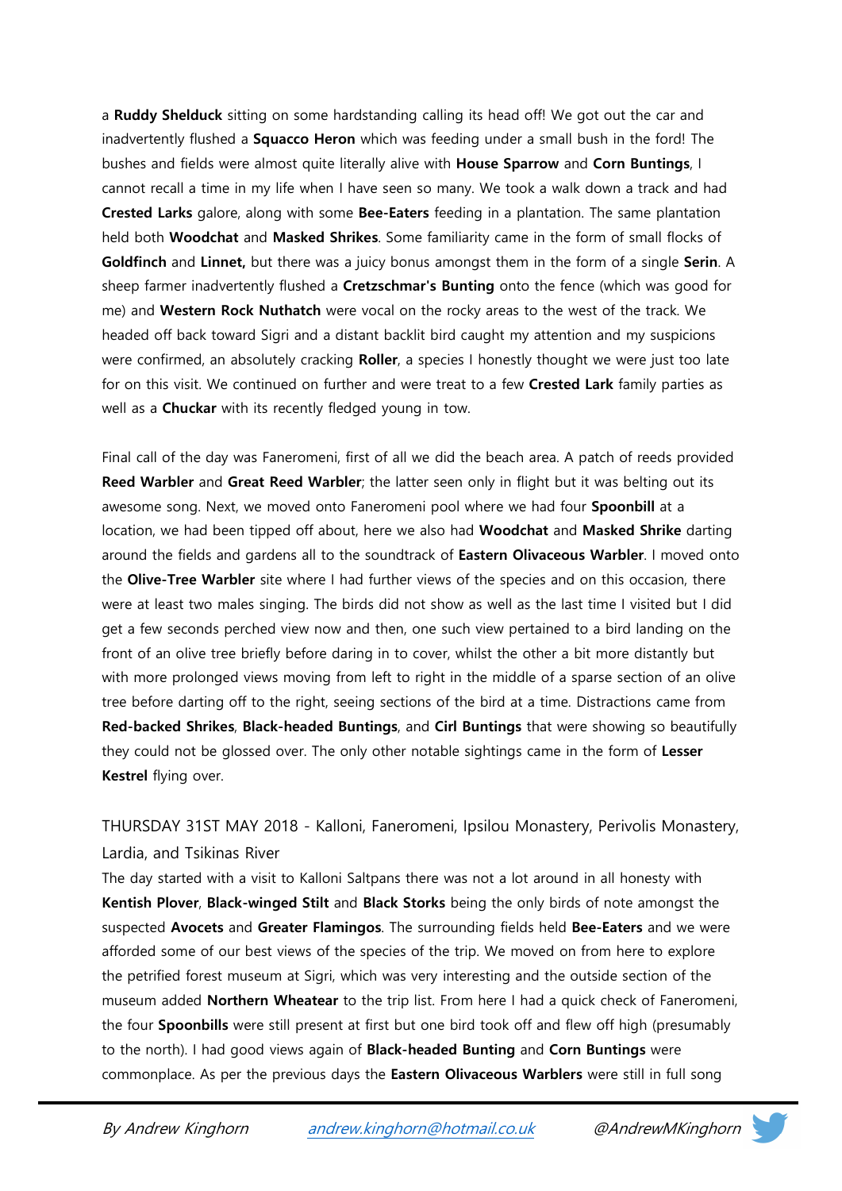a **Ruddy Shelduck** sitting on some hardstanding calling its head off! We got out the car and inadvertently flushed a **Squacco Heron** which was feeding under a small bush in the ford! The bushes and fields were almost quite literally alive with **House Sparrow** and **Corn Buntings**, I cannot recall a time in my life when I have seen so many. We took a walk down a track and had **Crested Larks** galore, along with some **Bee-Eaters** feeding in a plantation. The same plantation held both **Woodchat** and **Masked Shrikes**. Some familiarity came in the form of small flocks of **Goldfinch** and **Linnet,** but there was a juicy bonus amongst them in the form of a single **Serin**. A sheep farmer inadvertently flushed a **Cretzschmar's Bunting** onto the fence (which was good for me) and **Western Rock Nuthatch** were vocal on the rocky areas to the west of the track. We headed off back toward Sigri and a distant backlit bird caught my attention and my suspicions were confirmed, an absolutely cracking **Roller**, a species I honestly thought we were just too late for on this visit. We continued on further and were treat to a few **Crested Lark** family parties as well as a **Chuckar** with its recently fledged young in tow.

Final call of the day was Faneromeni, first of all we did the beach area. A patch of reeds provided **Reed Warbler** and **Great Reed Warbler**; the latter seen only in flight but it was belting out its awesome song. Next, we moved onto Faneromeni pool where we had four **Spoonbill** at a location, we had been tipped off about, here we also had **Woodchat** and **Masked Shrike** darting around the fields and gardens all to the soundtrack of **Eastern Olivaceous Warbler**. I moved onto the **Olive-Tree Warbler** site where I had further views of the species and on this occasion, there were at least two males singing. The birds did not show as well as the last time I visited but I did get a few seconds perched view now and then, one such view pertained to a bird landing on the front of an olive tree briefly before daring in to cover, whilst the other a bit more distantly but with more prolonged views moving from left to right in the middle of a sparse section of an olive tree before darting off to the right, seeing sections of the bird at a time. Distractions came from **Red-backed Shrikes**, **Black-headed Buntings**, and **Cirl Buntings** that were showing so beautifully they could not be glossed over. The only other notable sightings came in the form of **Lesser Kestrel** flying over.

## THURSDAY 31ST MAY 2018 - Kalloni, Faneromeni, Ipsilou Monastery, Perivolis Monastery, Lardia, and Tsikinas River

The day started with a visit to Kalloni Saltpans there was not a lot around in all honesty with **Kentish Plover**, **Black-winged Stilt** and **Black Storks** being the only birds of note amongst the suspected **Avocets** and **Greater Flamingos**. The surrounding fields held **Bee-Eaters** and we were afforded some of our best views of the species of the trip. We moved on from here to explore the petrified forest museum at Sigri, which was very interesting and the outside section of the museum added **Northern Wheatear** to the trip list. From here I had a quick check of Faneromeni, the four **Spoonbills** were still present at first but one bird took off and flew off high (presumably to the north). I had good views again of **Black-headed Bunting** and **Corn Buntings** were commonplace. As per the previous days the **Eastern Olivaceous Warblers** were still in full song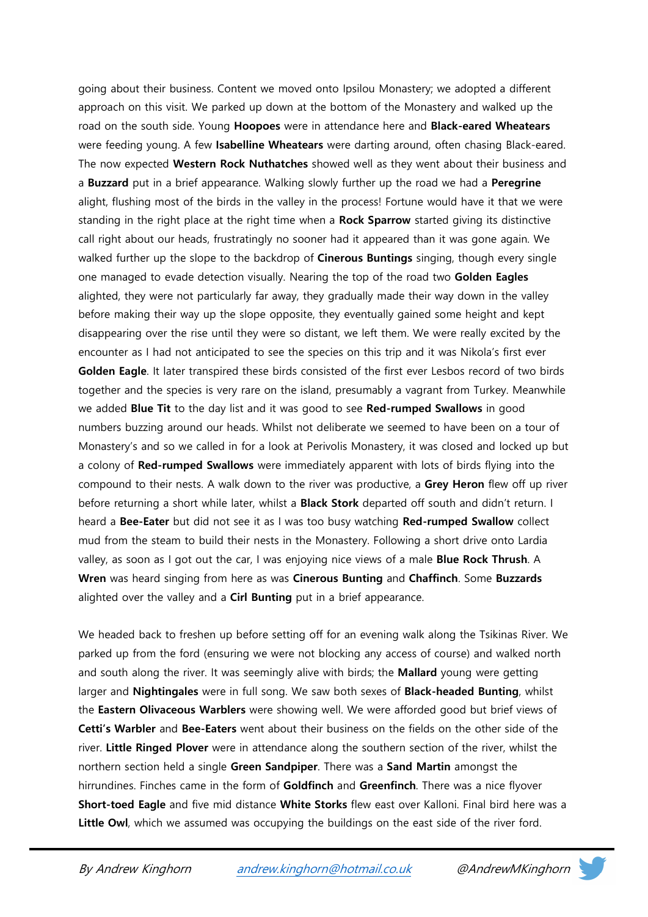going about their business. Content we moved onto Ipsilou Monastery; we adopted a different approach on this visit. We parked up down at the bottom of the Monastery and walked up the road on the south side. Young **Hoopoes** were in attendance here and **Black-eared Wheatears** were feeding young. A few **Isabelline Wheatears** were darting around, often chasing Black-eared. The now expected **Western Rock Nuthatches** showed well as they went about their business and a **Buzzard** put in a brief appearance. Walking slowly further up the road we had a **Peregrine** alight, flushing most of the birds in the valley in the process! Fortune would have it that we were standing in the right place at the right time when a **Rock Sparrow** started giving its distinctive call right about our heads, frustratingly no sooner had it appeared than it was gone again. We walked further up the slope to the backdrop of **Cinerous Buntings** singing, though every single one managed to evade detection visually. Nearing the top of the road two **Golden Eagles** alighted, they were not particularly far away, they gradually made their way down in the valley before making their way up the slope opposite, they eventually gained some height and kept disappearing over the rise until they were so distant, we left them. We were really excited by the encounter as I had not anticipated to see the species on this trip and it was Nikola's first ever **Golden Eagle**. It later transpired these birds consisted of the first ever Lesbos record of two birds together and the species is very rare on the island, presumably a vagrant from Turkey. Meanwhile we added **Blue Tit** to the day list and it was good to see **Red-rumped Swallows** in good numbers buzzing around our heads. Whilst not deliberate we seemed to have been on a tour of Monastery's and so we called in for a look at Perivolis Monastery, it was closed and locked up but a colony of **Red-rumped Swallows** were immediately apparent with lots of birds flying into the compound to their nests. A walk down to the river was productive, a **Grey Heron** flew off up river before returning a short while later, whilst a **Black Stork** departed off south and didn't return. I heard a **Bee-Eater** but did not see it as I was too busy watching **Red-rumped Swallow** collect mud from the steam to build their nests in the Monastery. Following a short drive onto Lardia valley, as soon as I got out the car, I was enjoying nice views of a male **Blue Rock Thrush**. A **Wren** was heard singing from here as was **Cinerous Bunting** and **Chaffinch**. Some **Buzzards** alighted over the valley and a **Cirl Bunting** put in a brief appearance.

We headed back to freshen up before setting off for an evening walk along the Tsikinas River. We parked up from the ford (ensuring we were not blocking any access of course) and walked north and south along the river. It was seemingly alive with birds; the **Mallard** young were getting larger and **Nightingales** were in full song. We saw both sexes of **Black-headed Bunting**, whilst the **Eastern Olivaceous Warblers** were showing well. We were afforded good but brief views of **Cetti's Warbler** and **Bee-Eaters** went about their business on the fields on the other side of the river. **Little Ringed Plover** were in attendance along the southern section of the river, whilst the northern section held a single **Green Sandpiper**. There was a **Sand Martin** amongst the hirrundines. Finches came in the form of **Goldfinch** and **Greenfinch**. There was a nice flyover **Short-toed Eagle** and five mid distance **White Storks** flew east over Kalloni. Final bird here was a **Little Owl**, which we assumed was occupying the buildings on the east side of the river ford.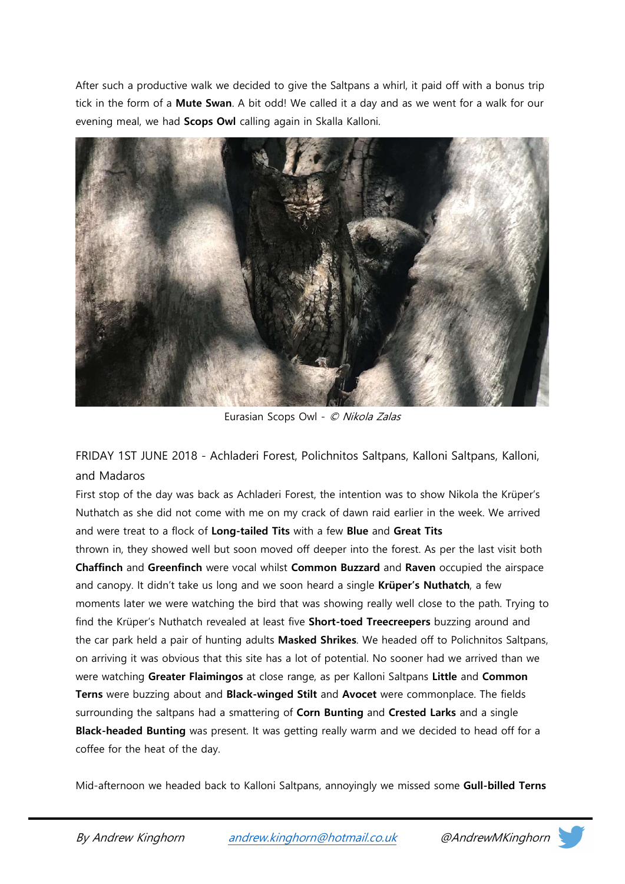After such a productive walk we decided to give the Saltpans a whirl, it paid off with a bonus trip tick in the form of a **Mute Swan**. A bit odd! We called it a day and as we went for a walk for our evening meal, we had **Scops Owl** calling again in Skalla Kalloni.

Eurasian Scops Owl - *© Nikola Zalas*

## FRIDAY 1ST JUNE 2018 - Achladeri Forest, Polichnitos Saltpans, Kalloni Saltpans, Kalloni, and Madaros

First stop of the day was back as Achladeri Forest, the intention was to show Nikola the Krüper's Nuthatch as she did not come with me on my crack of dawn raid earlier in the week. We arrived and were treat to a flock of **Long-tailed Tits** with a few **Blue** and **Great Tits** thrown in, they showed well but soon moved off deeper into the forest. As per the last visit both **Chaffinch** and **Greenfinch** were vocal whilst **Common Buzzard** and **Raven** occupied the airspace and canopy. It didn't take us long and we soon heard a single **Krüper's Nuthatch**, a few moments later we were watching the bird that was showing really well close to the path. Trying to find the Krüper's Nuthatch revealed at least five **Short-toed Treecreepers** buzzing around and the car park held a pair of hunting adults **Masked Shrikes**. We headed off to Polichnitos Saltpans, on arriving it was obvious that this site has a lot of potential. No sooner had we arrived than we were watching **Greater Flaimingos** at close range, as per Kalloni Saltpans **Little** and **Common Terns** were buzzing about and **Black-winged Stilt** and **Avocet** were commonplace. The fields surrounding the saltpans had a smattering of **Corn Bunting** and **Crested Larks** and a single **Black-headed Bunting** was present. It was getting really warm and we decided to head off for a coffee for the heat of the day.

Mid-afternoon we headed back to Kalloni Saltpans, annoyingly we missed some **Gull-billed Terns**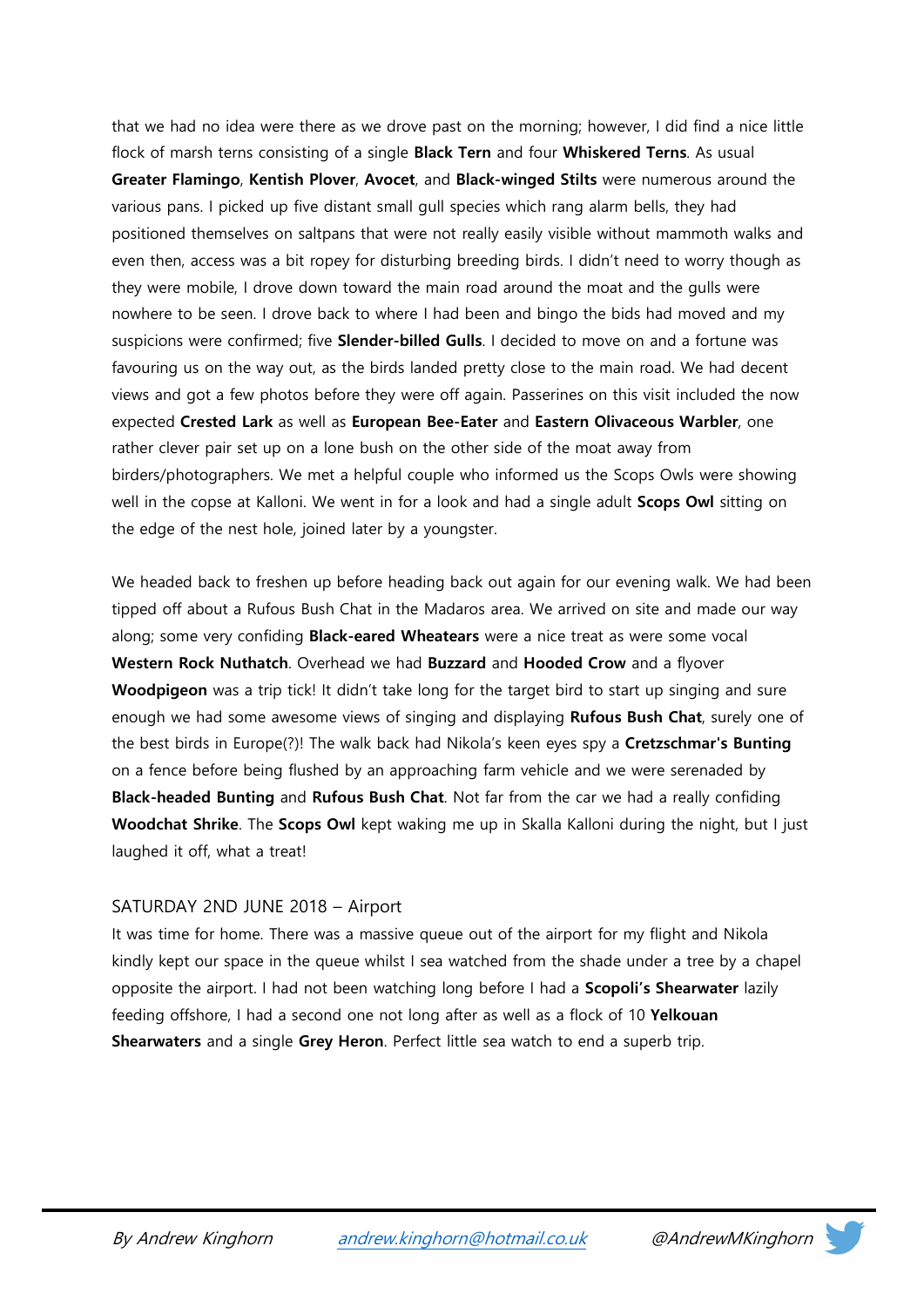that we had no idea were there as we drove past on the morning; however, I did find a nice little flock of marsh terns consisting of a single **Black Tern** and four **Whiskered Terns**. As usual **Greater Flamingo**, **Kentish Plover**, **Avocet**, and **Black-winged Stilts** were numerous around the various pans. I picked up five distant small gull species which rang alarm bells, they had positioned themselves on saltpans that were not really easily visible without mammoth walks and even then, access was a bit ropey for disturbing breeding birds. I didn't need to worry though as they were mobile, I drove down toward the main road around the moat and the gulls were nowhere to be seen. I drove back to where I had been and bingo the bids had moved and my suspicions were confirmed; five **Slender-billed Gulls**. I decided to move on and a fortune was favouring us on the way out, as the birds landed pretty close to the main road. We had decent views and got a few photos before they were off again. Passerines on this visit included the now expected **Crested Lark** as well as **European Bee-Eater** and **Eastern Olivaceous Warbler**, one rather clever pair set up on a lone bush on the other side of the moat away from birders/photographers. We met a helpful couple who informed us the Scops Owls were showing well in the copse at Kalloni. We went in for a look and had a single adult **Scops Owl** sitting on the edge of the nest hole, joined later by a youngster.

We headed back to freshen up before heading back out again for our evening walk. We had been tipped off about a Rufous Bush Chat in the Madaros area. We arrived on site and made our way along; some very confiding **Black-eared Wheatears** were a nice treat as were some vocal **Western Rock Nuthatch**. Overhead we had **Buzzard** and **Hooded Crow** and a flyover **Woodpigeon** was a trip tick! It didn't take long for the target bird to start up singing and sure enough we had some awesome views of singing and displaying **Rufous Bush Chat**, surely one of the best birds in Europe(?)! The walk back had Nikola's keen eyes spy a **Cretzschmar's Bunting** on a fence before being flushed by an approaching farm vehicle and we were serenaded by **Black-headed Bunting** and **Rufous Bush Chat**. Not far from the car we had a really confiding **Woodchat Shrike**. The **Scops Owl** kept waking me up in Skalla Kalloni during the night, but I just laughed it off, what a treat!

## SATURDAY 2ND JUNE 2018 – Airport

It was time for home. There was a massive queue out of the airport for my flight and Nikola kindly kept our space in the queue whilst I sea watched from the shade under a tree by a chapel opposite the airport. I had not been watching long before I had a **Scopoli's Shearwater** lazily feeding offshore, I had a second one not long after as well as a flock of 10 **Yelkouan Shearwaters** and a single **Grey Heron**. Perfect little sea watch to end a superb trip.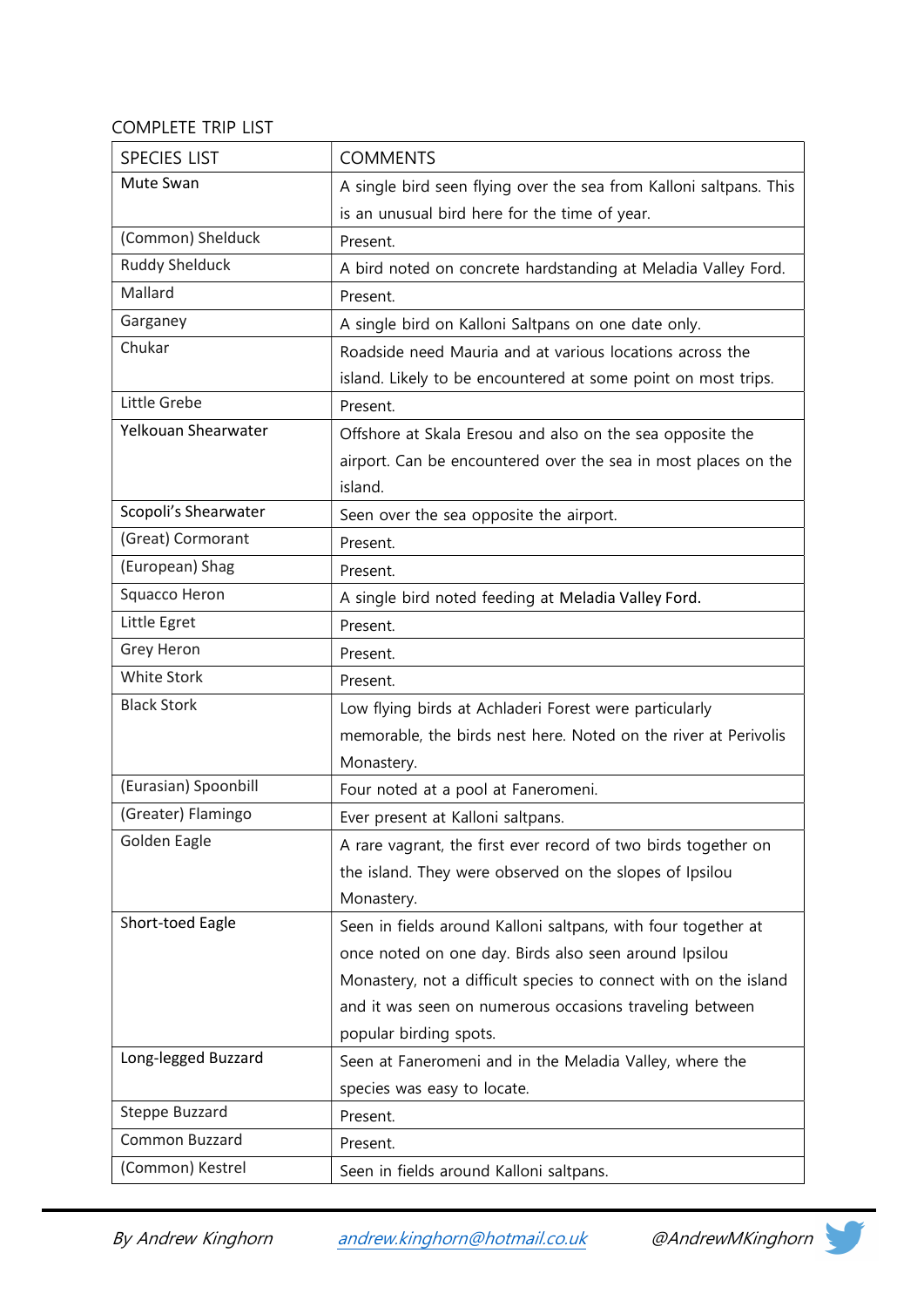COMPLETE TRIP LIST

| SPECIES LIST | COMMENTS |
| --- | --- |
| Mute Swan | A single bird seen flying over the sea from Kalloni saltpans. This is an unusual bird here for the time of year. |
| (Common) Shelduck | Present. |
| Ruddy Shelduck | A bird noted on concrete hardstanding at Meladia Valley Ford. |
| Mallard | Present. |
| Garganey | A single bird on Kalloni Saltpans on one date only. |
| Chukar | Roadside need Mauria and at various locations across the island. Likely to be encountered at some point on most trips. |
| Little Grebe | Present. |
| Yelkouan Shearwater | Offshore at Skala Eresou and also on the sea opposite the airport. Can be encountered over the sea in most places on the island. |
| Scopoli's Shearwater | Seen over the sea opposite the airport. |
| (Great) Cormorant | Present. |
| (European) Shag | Present. |
| Squacco Heron | A single bird noted feeding at Meladia Valley Ford. |
| Little Egret | Present. |
| Grey Heron | Present. |
| White Stork | Present. |
| Black Stork | Low flying birds at Achladeri Forest were particularly memorable, the birds nest here. Noted on the river at Perivolis Monastery. |
| (Eurasian) Spoonbill | Four noted at a pool at Faneromeni. |
| (Greater) Flamingo | Ever present at Kalloni saltpans. |
| Golden Eagle | A rare vagrant, the first ever record of two birds together on the island. They were observed on the slopes of Ipsilou Monastery. |
| Short-toed Eagle | Seen in fields around Kalloni saltpans, with four together at once noted on one day. Birds also seen around Ipsilou Monastery, not a difficult species to connect with on the island and it was seen on numerous occasions traveling between popular birding spots. |
| Long-legged Buzzard | Seen at Faneromeni and in the Meladia Valley, where the species was easy to locate. |
| Steppe Buzzard | Present. |
| Common Buzzard | Present. |
| (Common) Kestrel | Seen in fields around Kalloni saltpans. |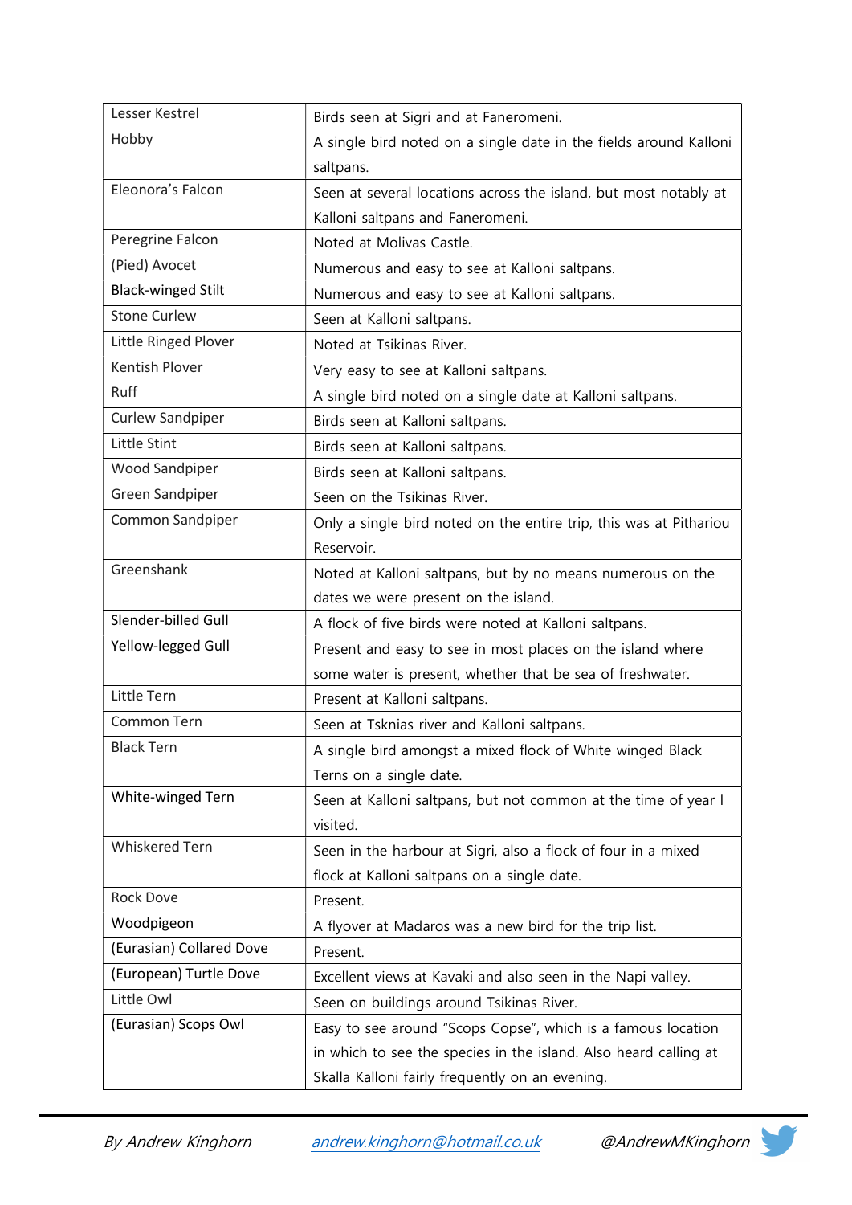| Lesser Kestrel | Birds seen at Sigri and at Faneromeni. |
|---|---|
| Hobby | A single bird noted on a single date in the fields around Kalloni saltpans. |
| Eleonora's Falcon | Seen at several locations across the island, but most notably at Kalloni saltpans and Faneromeni. |
| Peregrine Falcon | Noted at Molivas Castle. |
| (Pied) Avocet | Numerous and easy to see at Kalloni saltpans. |
| Black-winged Stilt | Numerous and easy to see at Kalloni saltpans. |
| Stone Curlew | Seen at Kalloni saltpans. |
| Little Ringed Plover | Noted at Tsikinas River. |
| Kentish Plover | Very easy to see at Kalloni saltpans. |
| Ruff | A single bird noted on a single date at Kalloni saltpans. |
| Curlew Sandpiper | Birds seen at Kalloni saltpans. |
| Little Stint | Birds seen at Kalloni saltpans. |
| Wood Sandpiper | Birds seen at Kalloni saltpans. |
| Green Sandpiper | Seen on the Tsikinas River. |
| Common Sandpiper | Only a single bird noted on the entire trip, this was at Pithariou Reservoir. |
| Greenshank | Noted at Kalloni saltpans, but by no means numerous on the dates we were present on the island. |
| Slender-billed Gull | A flock of five birds were noted at Kalloni saltpans. |
| Yellow-legged Gull | Present and easy to see in most places on the island where some water is present, whether that be sea of freshwater. |
| Little Tern | Present at Kalloni saltpans. |
| Common Tern | Seen at Tsknias river and Kalloni saltpans. |
| Black Tern | A single bird amongst a mixed flock of White winged Black Terns on a single date. |
| White-winged Tern | Seen at Kalloni saltpans, but not common at the time of year I visited. |
| Whiskered Tern | Seen in the harbour at Sigri, also a flock of four in a mixed flock at Kalloni saltpans on a single date. |
| Rock Dove | Present. |
| Woodpigeon | A flyover at Madaros was a new bird for the trip list. |
| (Eurasian) Collared Dove | Present. |
| (European) Turtle Dove | Excellent views at Kavaki and also seen in the Napi valley. |
| Little Owl | Seen on buildings around Tsikinas River. |
| (Eurasian) Scops Owl | Easy to see around "Scops Copse", which is a famous location in which to see the species in the island. Also heard calling at Skalla Kalloni fairly frequently on an evening. |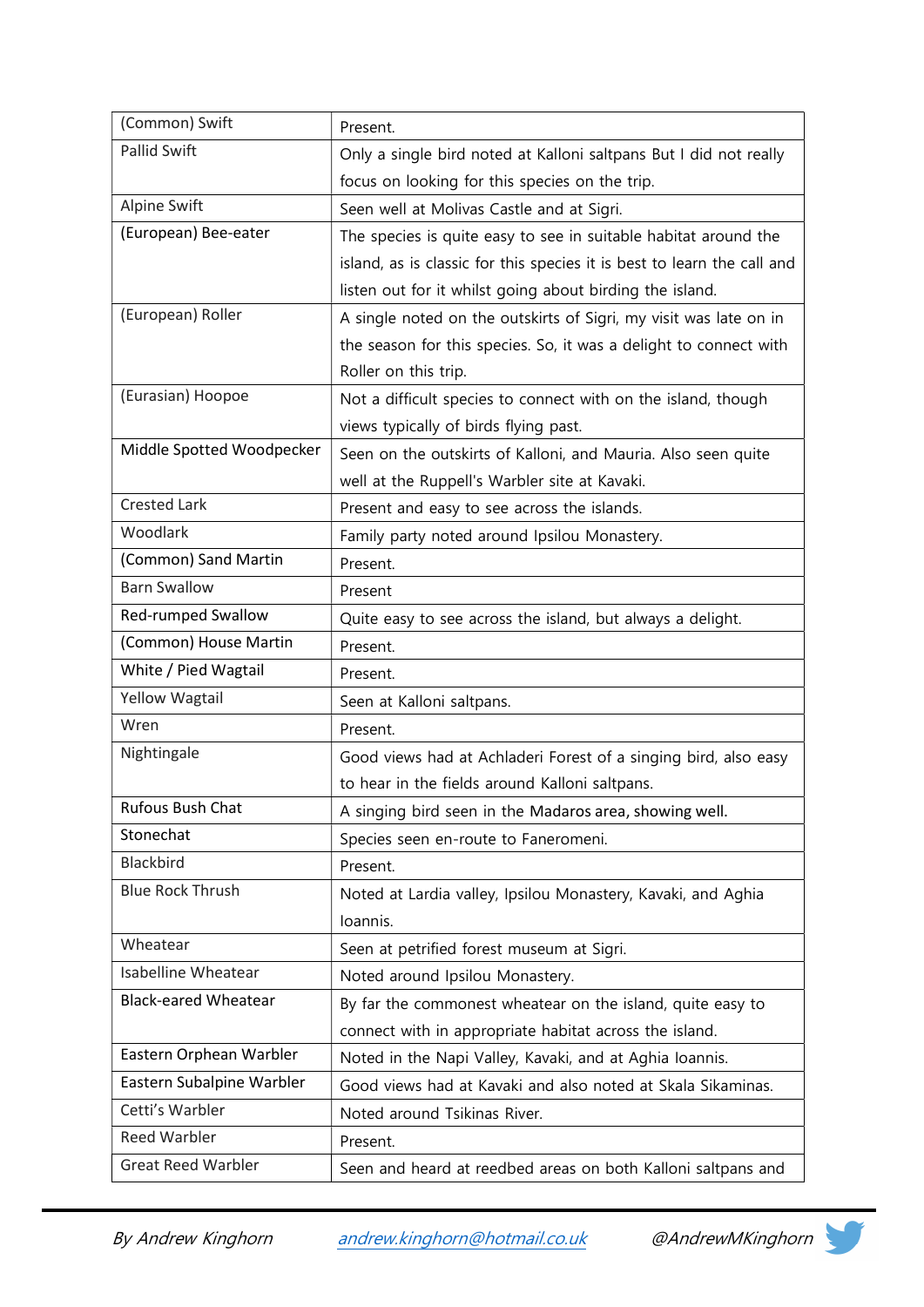| (Common) Swift | Present. |
|---|---|
| Pallid Swift | Only a single bird noted at Kalloni saltpans But I did not really focus on looking for this species on the trip. |
| Alpine Swift | Seen well at Molivas Castle and at Sigri. |
| (European) Bee-eater | The species is quite easy to see in suitable habitat around the island, as is classic for this species it is best to learn the call and listen out for it whilst going about birding the island. |
| (European) Roller | A single noted on the outskirts of Sigri, my visit was late on in the season for this species. So, it was a delight to connect with Roller on this trip. |
| (Eurasian) Hoopoe | Not a difficult species to connect with on the island, though views typically of birds flying past. |
| Middle Spotted Woodpecker | Seen on the outskirts of Kalloni, and Mauria. Also seen quite well at the Ruppell's Warbler site at Kavaki. |
| Crested Lark | Present and easy to see across the islands. |
| Woodlark | Family party noted around Ipsilou Monastery. |
| (Common) Sand Martin | Present. |
| Barn Swallow | Present |
| Red-rumped Swallow | Quite easy to see across the island, but always a delight. |
| (Common) House Martin | Present. |
| White / Pied Wagtail | Present. |
| Yellow Wagtail | Seen at Kalloni saltpans. |
| Wren | Present. |
| Nightingale | Good views had at Achladeri Forest of a singing bird, also easy to hear in the fields around Kalloni saltpans. |
| Rufous Bush Chat | A singing bird seen in the Madaros area, showing well. |
| Stonechat | Species seen en-route to Faneromeni. |
| Blackbird | Present. |
| Blue Rock Thrush | Noted at Lardia valley, Ipsilou Monastery, Kavaki, and Aghia Ioannis. |
| Wheatear | Seen at petrified forest museum at Sigri. |
| Isabelline Wheatear | Noted around Ipsilou Monastery. |
| Black-eared Wheatear | By far the commonest wheatear on the island, quite easy to connect with in appropriate habitat across the island. |
| Eastern Orphean Warbler | Noted in the Napi Valley, Kavaki, and at Aghia Ioannis. |
| Eastern Subalpine Warbler | Good views had at Kavaki and also noted at Skala Sikaminas. |
| Cetti's Warbler | Noted around Tsikinas River. |
| Reed Warbler | Present. |
| Great Reed Warbler | Seen and heard at reedbed areas on both Kalloni saltpans and |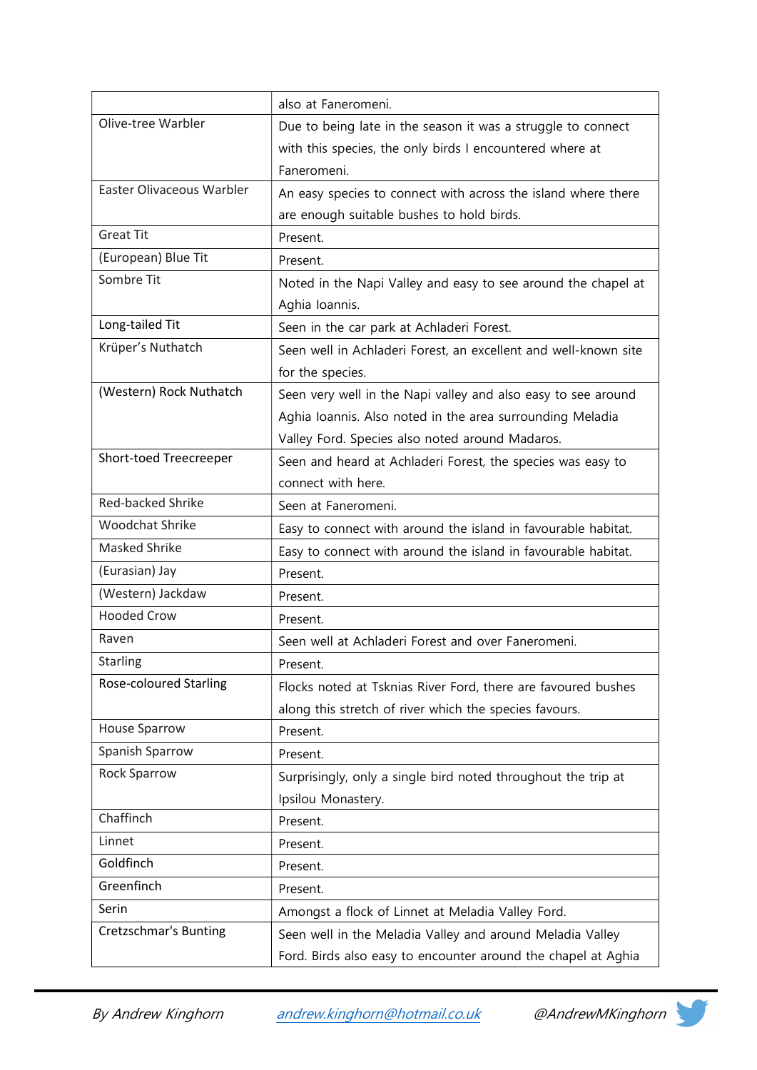| | |
|---|---|
| | also at Faneromeni. |
| Olive-tree Warbler | Due to being late in the season it was a struggle to connect with this species, the only birds I encountered where at Faneromeni. |
| Easter Olivaceous Warbler | An easy species to connect with across the island where there are enough suitable bushes to hold birds. |
| Great Tit | Present. |
| (European) Blue Tit | Present. |
| Sombre Tit | Noted in the Napi Valley and easy to see around the chapel at Aghia Ioannis. |
| Long-tailed Tit | Seen in the car park at Achladeri Forest. |
| Krüper's Nuthatch | Seen well in Achladeri Forest, an excellent and well-known site for the species. |
| (Western) Rock Nuthatch | Seen very well in the Napi valley and also easy to see around Aghia Ioannis. Also noted in the area surrounding Meladia Valley Ford. Species also noted around Madaros. |
| Short-toed Treecreeper | Seen and heard at Achladeri Forest, the species was easy to connect with here. |
| Red-backed Shrike | Seen at Faneromeni. |
| Woodchat Shrike | Easy to connect with around the island in favourable habitat. |
| Masked Shrike | Easy to connect with around the island in favourable habitat. |
| (Eurasian) Jay | Present. |
| (Western) Jackdaw | Present. |
| Hooded Crow | Present. |
| Raven | Seen well at Achladeri Forest and over Faneromeni. |
| Starling | Present. |
| Rose-coloured Starling | Flocks noted at Tsknias River Ford, there are favoured bushes along this stretch of river which the species favours. |
| House Sparrow | Present. |
| Spanish Sparrow | Present. |
| Rock Sparrow | Surprisingly, only a single bird noted throughout the trip at Ipsilou Monastery. |
| Chaffinch | Present. |
| Linnet | Present. |
| Goldfinch | Present. |
| Greenfinch | Present. |
| Serin | Amongst a flock of Linnet at Meladia Valley Ford. |
| Cretzschmar's Bunting | Seen well in the Meladia Valley and around Meladia Valley Ford. Birds also easy to encounter around the chapel at Aghia |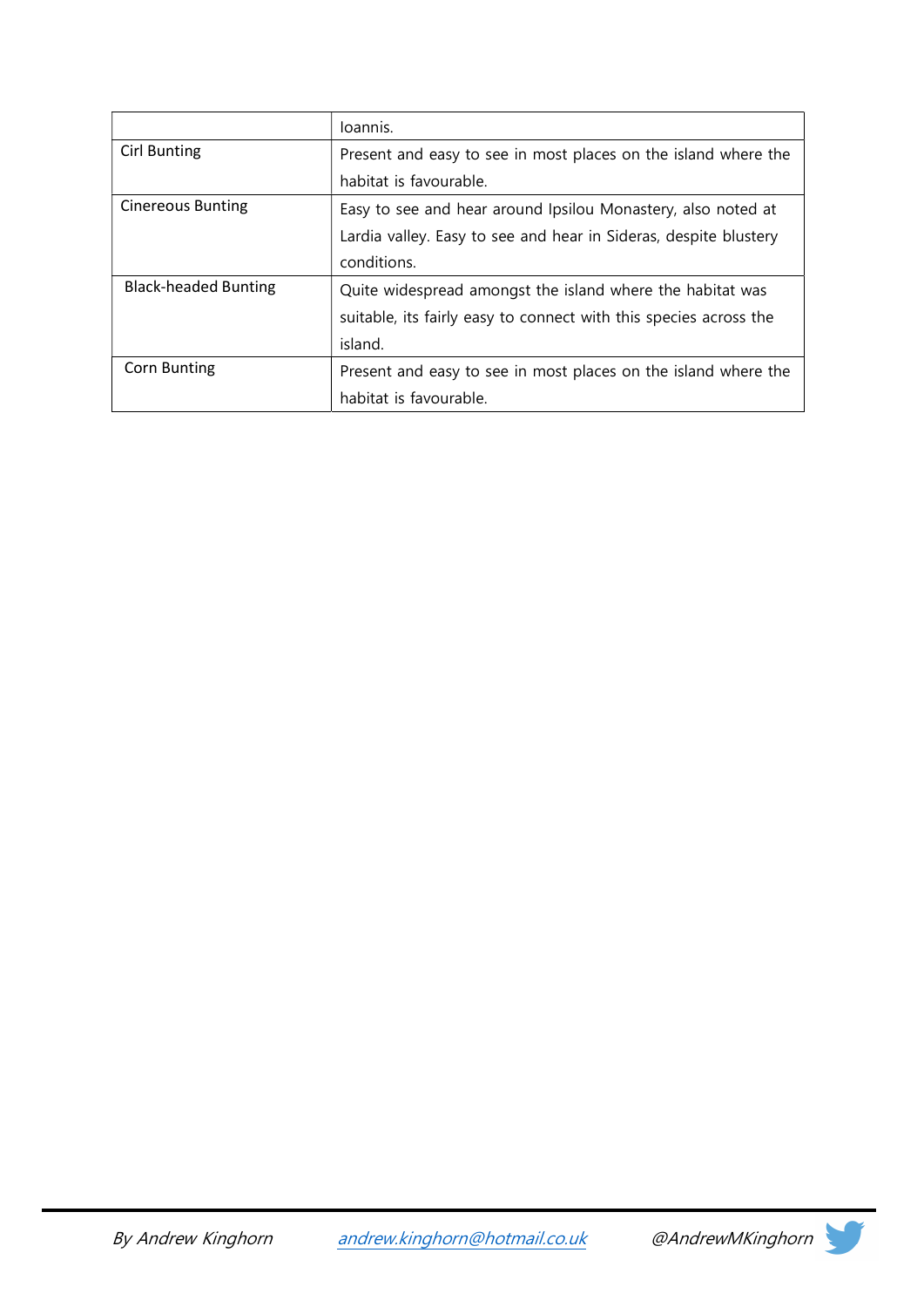| | |
|---|---|
| | Ioannis. |
| Cirl Bunting | Present and easy to see in most places on the island where the habitat is favourable. |
| Cinereous Bunting | Easy to see and hear around Ipsilou Monastery, also noted at Lardia valley. Easy to see and hear in Sideras, despite blustery conditions. |
| Black-headed Bunting | Quite widespread amongst the island where the habitat was suitable, its fairly easy to connect with this species across the island. |
| Corn Bunting | Present and easy to see in most places on the island where the habitat is favourable. |